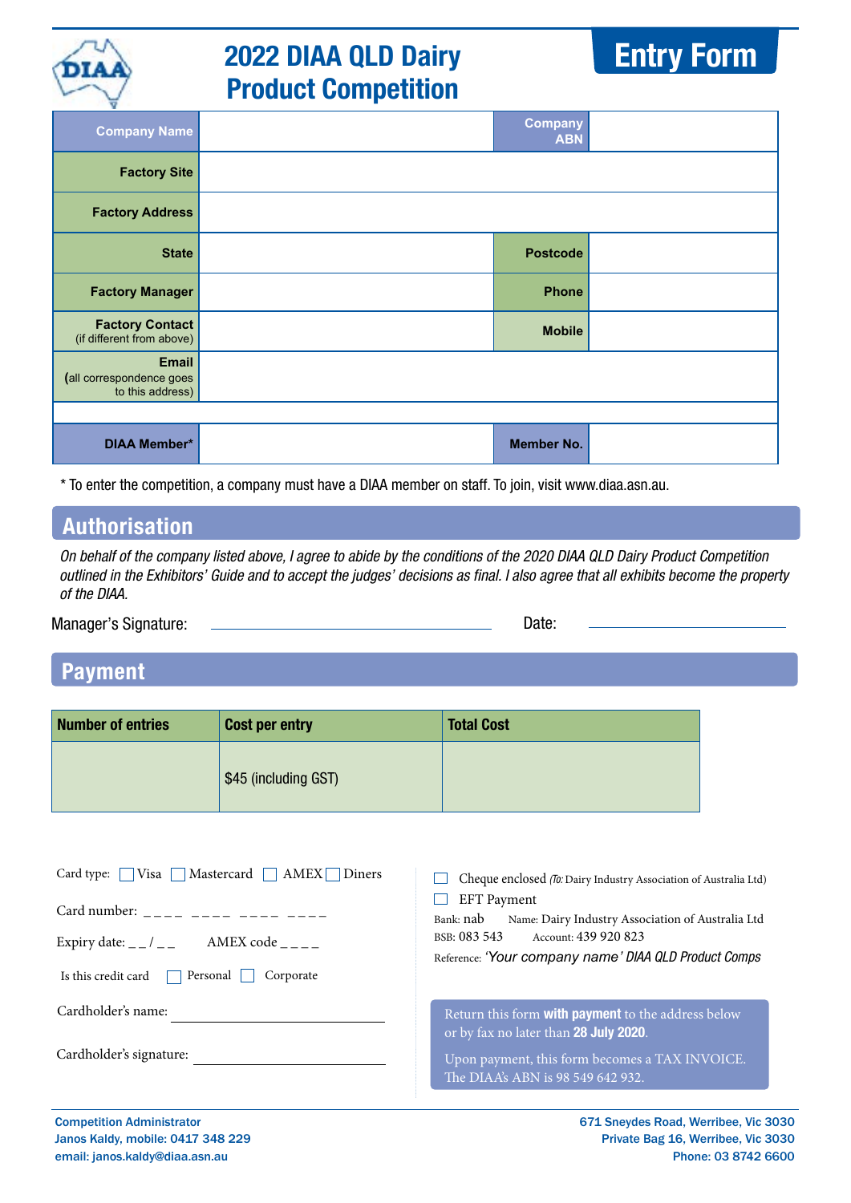# 2022 DIAA QLD Dairy Product Competition

## Entry Form

| Company Name | | Company ABN | |
|---|---|---|---|
| Factory Site | | | |
| Factory Address | | | |
| State | | Postcode | |
| Factory Manager | | Phone | |
| Factory Contact (if different from above) | | Mobile | |
| Email (all correspondence goes to this address) | | | |
| | | | |
| DIAA Member* | | Member No. | |

\* To enter the competition, a company must have a DIAA member on staff. To join, visit www.diaa.asn.au.

## Authorisation

*On behalf of the company listed above, I agree to abide by the conditions of the 2020 DIAA QLD Dairy Product Competition outlined in the Exhibitors' Guide and to accept the judges' decisions as final. I also agree that all exhibits become the property of the DIAA.*

Manager's Signature: ____________________ Date: ____________

## Payment

| Number of entries | Cost per entry | Total Cost |
|---|---|---|
| | $45 (including GST) | |

Card type: ☐ Visa ☐ Mastercard ☐ AMEX ☐ Diners

Card number: _ _ _ _ _ _ _ _ _ _ _ _ _ _ _ _

Expiry date: _ _ / _ _ AMEX code _ _ _ _

Is this credit card ☐ Personal ☐ Corporate

Cardholder's name: ____________________

Cardholder's signature: ____________________

☐ Cheque enclosed *(To:* Dairy Industry Association of Australia Ltd)

☐ EFT Payment

Bank: nab Name: Dairy Industry Association of Australia Ltd

BSB: 083 543 Account: 439 920 823

Reference: *'Your company name' DIAA QLD Product Comps*

Return this form **with payment** to the address below or by fax no later than **28 July 2020**.

Upon payment, this form becomes a TAX INVOICE. The DIAA's ABN is 98 549 642 932.

Competition Administrator
Janos Kaldy, mobile: 0417 348 229
email: janos.kaldy@diaa.asn.au

671 Sneydes Road, Werribee, Vic 3030
Private Bag 16, Werribee, Vic 3030
Phone: 03 8742 6600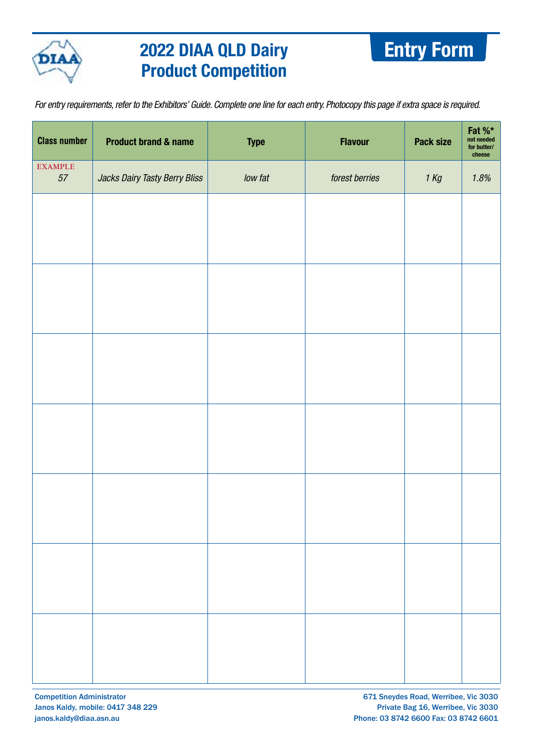# 2022 DIAA QLD Dairy Product Competition

## Entry Form

*For entry requirements, refer to the Exhibitors' Guide. Complete one line for each entry. Photocopy this page if extra space is required.*

| Class number | Product brand & name | Type | Flavour | Pack size | Fat %* not needed for butter/ cheese |
|---|---|---|---|---|---|
| EXAMPLE *57* | *Jacks Dairy Tasty Berry Bliss* | *low fat* | *forest berries* | *1 Kg* | *1.8%* |
| | | | | | |
| | | | | | |
| | | | | | |
| | | | | | |
| | | | | | |
| | | | | | |
| | | | | | |

Competition Administrator
Janos Kaldy, mobile: 0417 348 229
janos.kaldy@diaa.asn.au

671 Sneydes Road, Werribee, Vic 3030
Private Bag 16, Werribee, Vic 3030
Phone: 03 8742 6600 Fax: 03 8742 6601